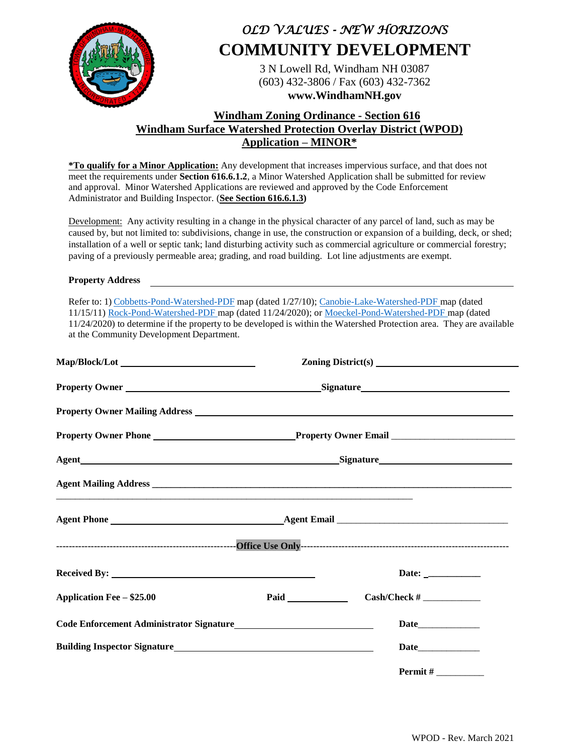*OLD VALUES - NEW HORIZONS*

# COMMUNITY DEVELOPMENT

3 N Lowell Rd, Windham NH 03087
(603) 432-3806 / Fax (603) 432-7362
**www.WindhamNH.gov**

## Windham Zoning Ordinance - Section 616
## Windham Surface Watershed Protection Overlay District (WPOD)
## Application – MINOR*

**\*To qualify for a Minor Application:** Any development that increases impervious surface, and that does not meet the requirements under **Section 616.6.1.2**, a Minor Watershed Application shall be submitted for review and approval. Minor Watershed Applications are reviewed and approved by the Code Enforcement Administrator and Building Inspector. (**See Section 616.6.1.3**)

Development: Any activity resulting in a change in the physical character of any parcel of land, such as may be caused by, but not limited to: subdivisions, change in use, the construction or expansion of a building, deck, or shed; installation of a well or septic tank; land disturbing activity such as commercial agriculture or commercial forestry; paving of a previously permeable area; grading, and road building. Lot line adjustments are exempt.

**Property Address** ______________________________

Refer to: 1) Cobbetts-Pond-Watershed-PDF map (dated 1/27/10); Canobie-Lake-Watershed-PDF map (dated 11/15/11) Rock-Pond-Watershed-PDF map (dated 11/24/2020); or Moeckel-Pond-Watershed-PDF map (dated 11/24/2020) to determine if the property to be developed is within the Watershed Protection area. They are available at the Community Development Department.

**Map/Block/Lot** ______________________ **Zoning District(s)** ______________________

**Property Owner** ______________________ **Signature** ______________________

**Property Owner Mailing Address** ______________________________

**Property Owner Phone** ______________________ **Property Owner Email** ______________________

**Agent** ______________________ **Signature** ______________________

**Agent Mailing Address** ______________________________

______________________________

**Agent Phone** ______________________ **Agent Email** ______________________

---------------------------------**Office Use Only**---------------------------------

**Received By:** ______________________ **Date:** ___________

**Application Fee – $25.00** **Paid** ___________ **Cash/Check #** ___________

**Code Enforcement Administrator Signature** ______________________ **Date** ___________

**Building Inspector Signature** ______________________ **Date** ___________

**Permit #** ___________

WPOD - Rev. March 2021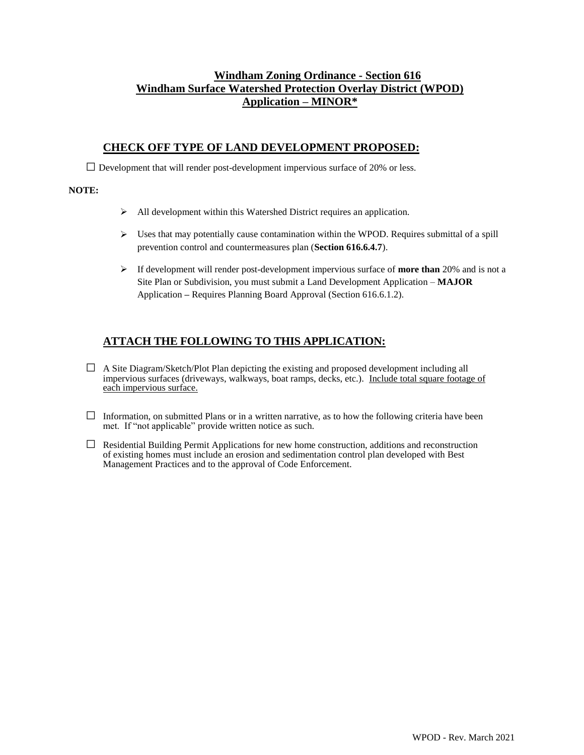# Windham Zoning Ordinance - Section 616
# Windham Surface Watershed Protection Overlay District (WPOD)
# Application – MINOR*

## CHECK OFF TYPE OF LAND DEVELOPMENT PROPOSED:

☐ Development that will render post-development impervious surface of 20% or less.

**NOTE:**

- All development within this Watershed District requires an application.
- Uses that may potentially cause contamination within the WPOD. Requires submittal of a spill prevention control and countermeasures plan (**Section 616.6.4.7**).
- If development will render post-development impervious surface of **more than** 20% and is not a Site Plan or Subdivision, you must submit a Land Development Application – **MAJOR** Application **–** Requires Planning Board Approval (Section 616.6.1.2).

## ATTACH THE FOLLOWING TO THIS APPLICATION:

☐ A Site Diagram/Sketch/Plot Plan depicting the existing and proposed development including all impervious surfaces (driveways, walkways, boat ramps, decks, etc.). Include total square footage of each impervious surface.

☐ Information, on submitted Plans or in a written narrative, as to how the following criteria have been met. If "not applicable" provide written notice as such.

☐ Residential Building Permit Applications for new home construction, additions and reconstruction of existing homes must include an erosion and sedimentation control plan developed with Best Management Practices and to the approval of Code Enforcement.

WPOD - Rev. March 2021